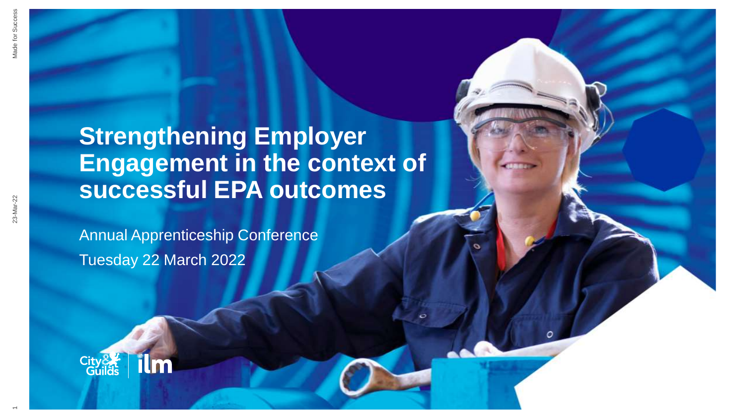# Strengthening Employer Engagement in the context of successful EPA outcomes

Annual Apprenticeship Conference

Tuesday 22 March 2022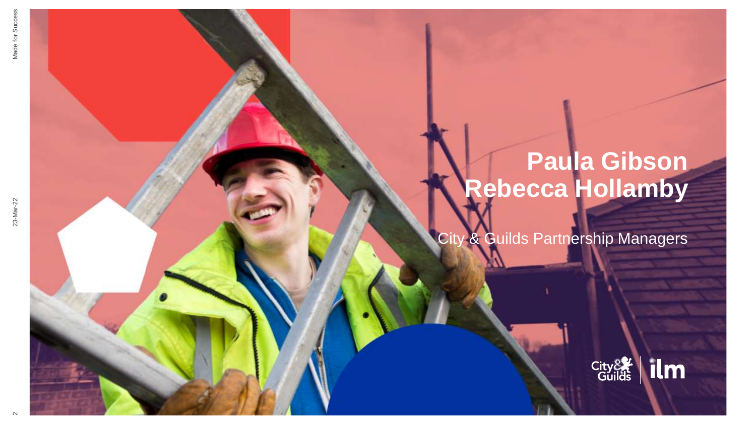# Paula Gibson
# Rebecca Hollamby

City & Guilds Partnership Managers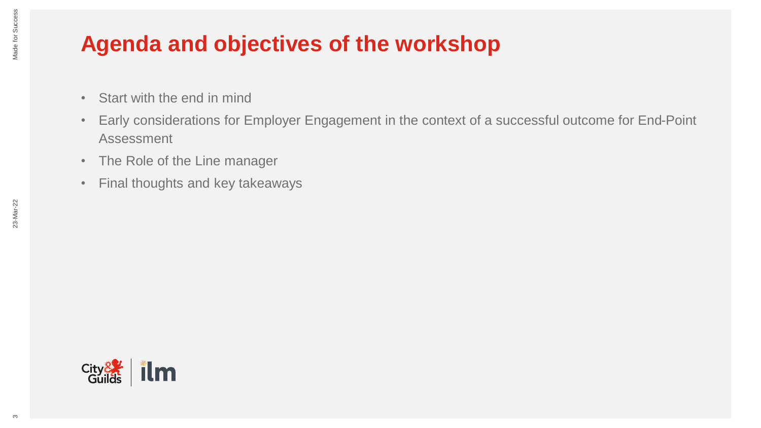# Agenda and objectives of the workshop

- Start with the end in mind
- Early considerations for Employer Engagement in the context of a successful outcome for End-Point Assessment
- The Role of the Line manager
- Final thoughts and key takeaways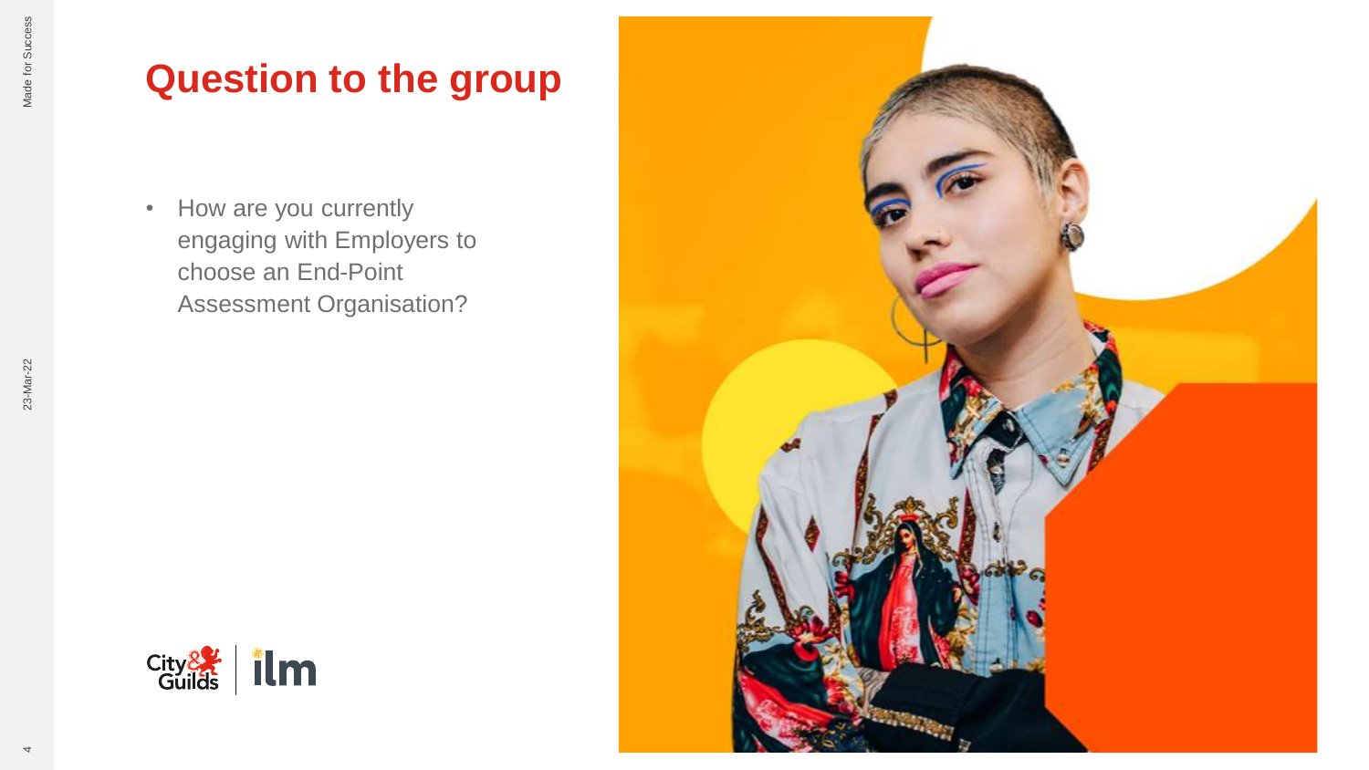# Question to the group

- How are you currently engaging with Employers to choose an End-Point Assessment Organisation?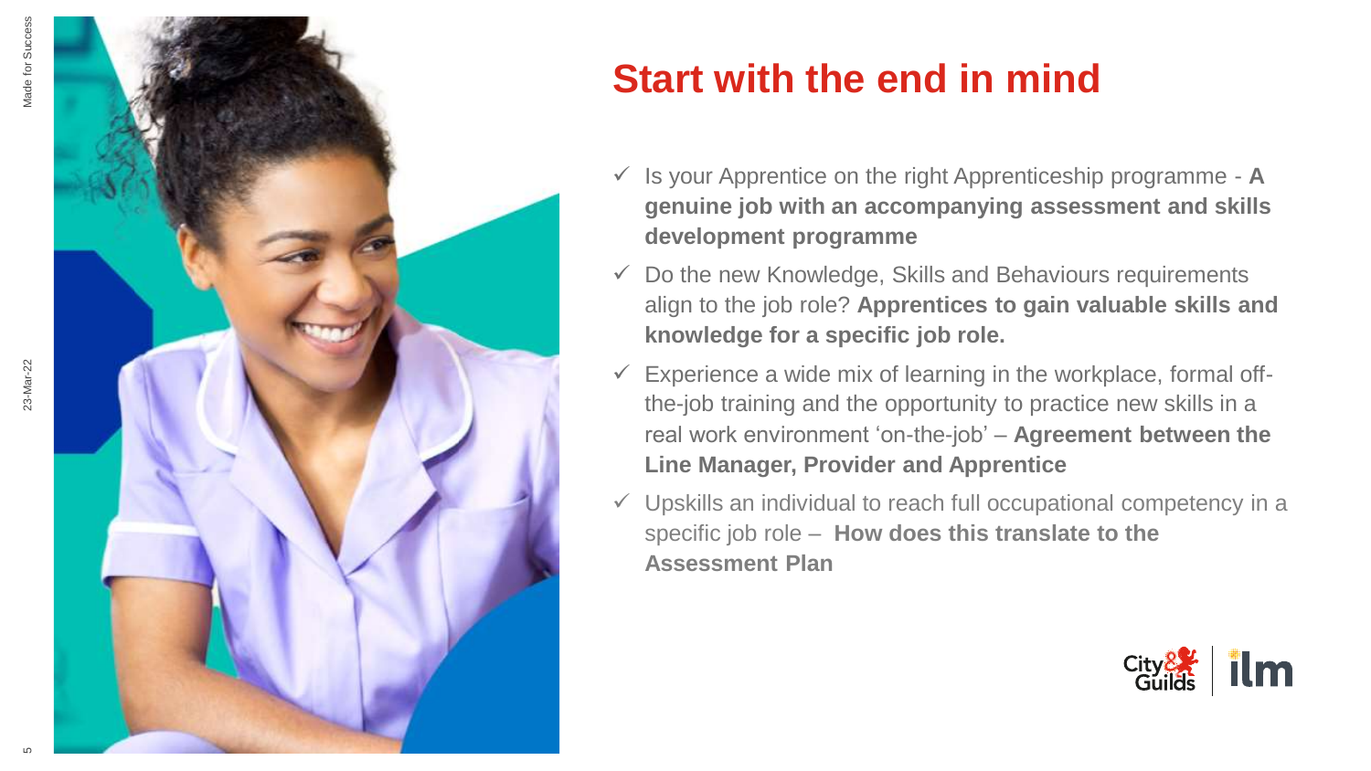# Start with the end in mind

- ✓ Is your Apprentice on the right Apprenticeship programme - **A genuine job with an accompanying assessment and skills development programme**
- ✓ Do the new Knowledge, Skills and Behaviours requirements align to the job role? **Apprentices to gain valuable skills and knowledge for a specific job role.**
- ✓ Experience a wide mix of learning in the workplace, formal off-the-job training and the opportunity to practice new skills in a real work environment 'on-the-job' – **Agreement between the Line Manager, Provider and Apprentice**
- ✓ Upskills an individual to reach full occupational competency in a specific job role – **How does this translate to the Assessment Plan**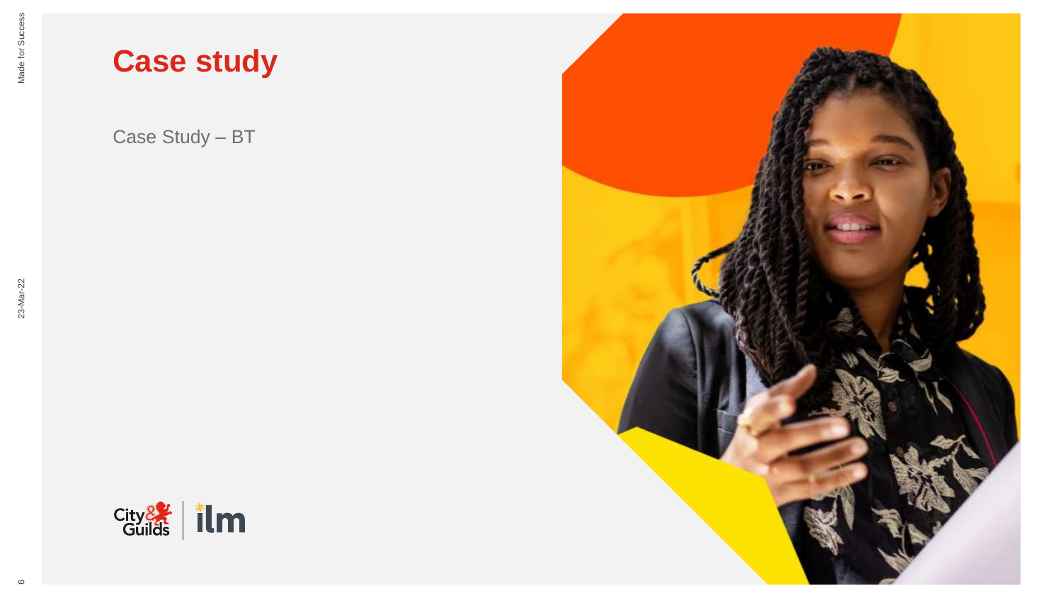# Case study

Case Study – BT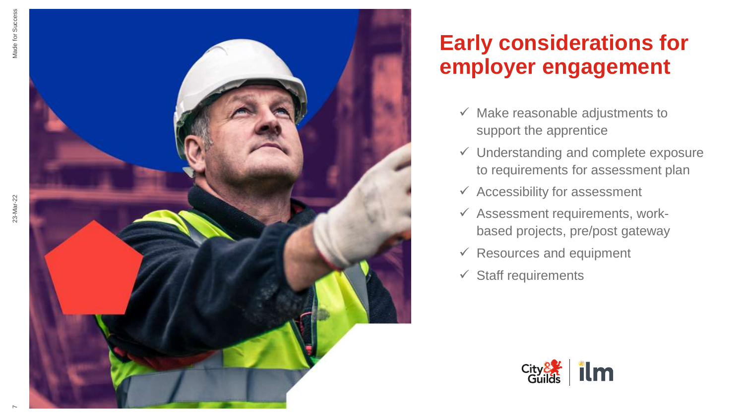# Early considerations for employer engagement

- ✓ Make reasonable adjustments to support the apprentice
- ✓ Understanding and complete exposure to requirements for assessment plan
- ✓ Accessibility for assessment
- ✓ Assessment requirements, work-based projects, pre/post gateway
- ✓ Resources and equipment
- ✓ Staff requirements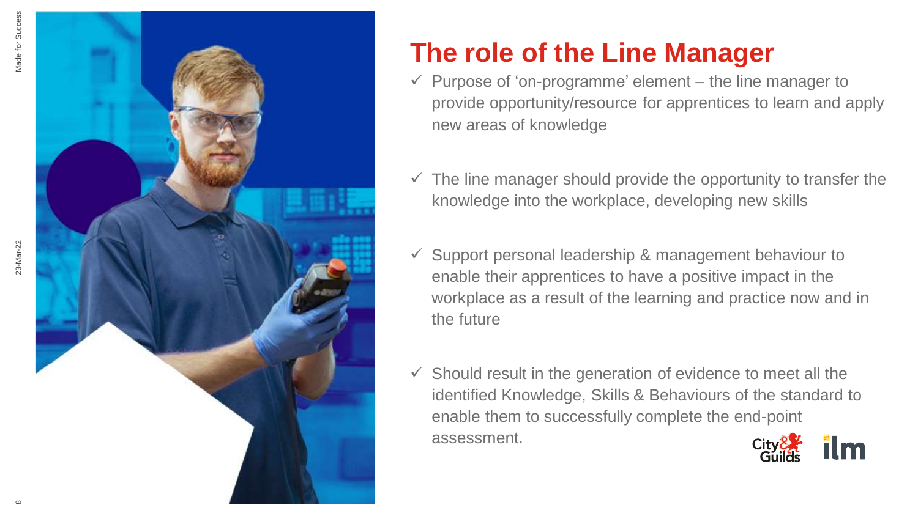# The role of the Line Manager

- ✓ Purpose of 'on-programme' element – the line manager to provide opportunity/resource for apprentices to learn and apply new areas of knowledge
- ✓ The line manager should provide the opportunity to transfer the knowledge into the workplace, developing new skills
- ✓ Support personal leadership & management behaviour to enable their apprentices to have a positive impact in the workplace as a result of the learning and practice now and in the future
- ✓ Should result in the generation of evidence to meet all the identified Knowledge, Skills & Behaviours of the standard to enable them to successfully complete the end-point assessment.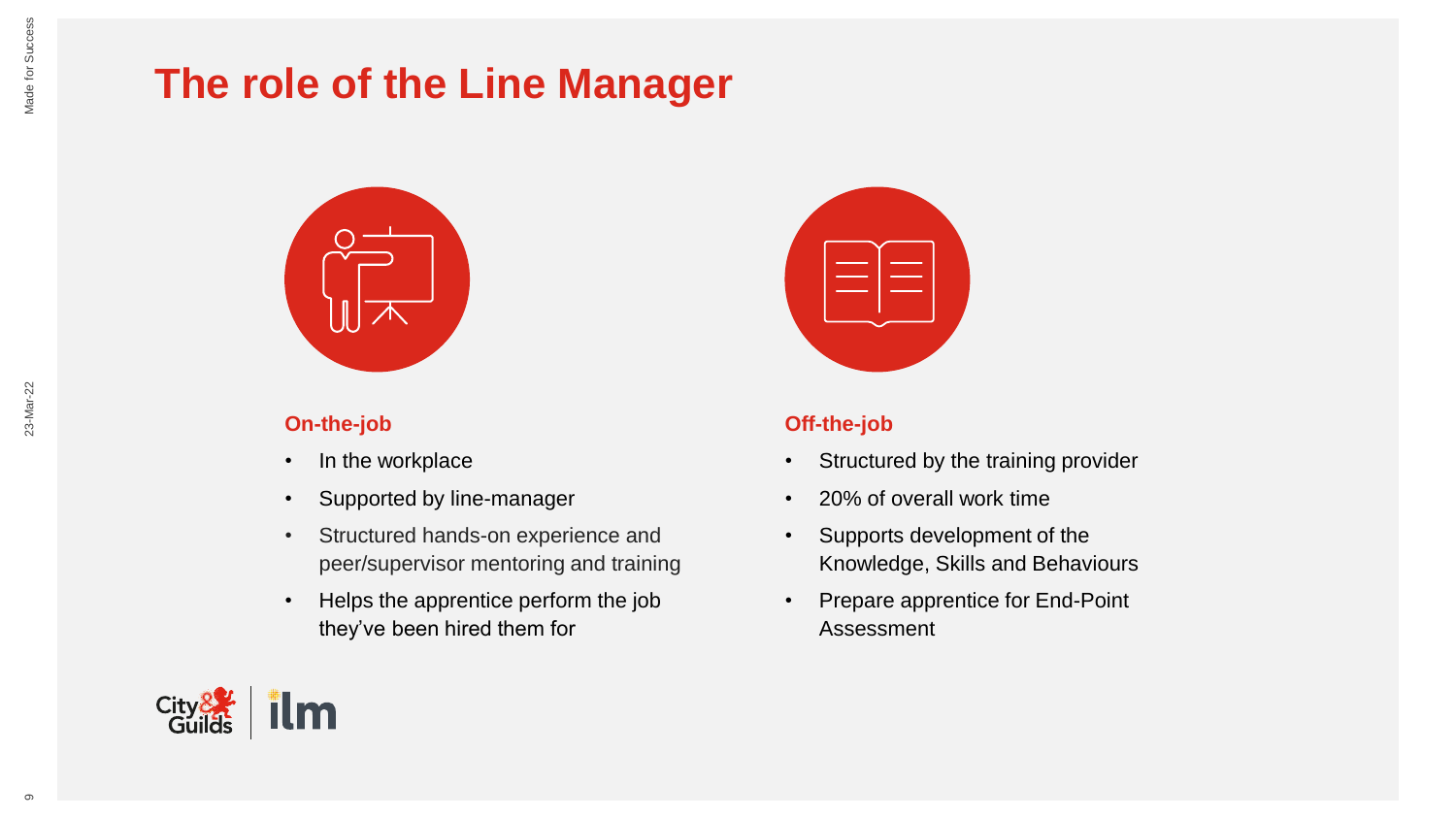# The role of the Line Manager

### On-the-job

- In the workplace
- Supported by line-manager
- Structured hands-on experience and peer/supervisor mentoring and training
- Helps the apprentice perform the job they've been hired them for

### Off-the-job

- Structured by the training provider
- 20% of overall work time
- Supports development of the Knowledge, Skills and Behaviours
- Prepare apprentice for End-Point Assessment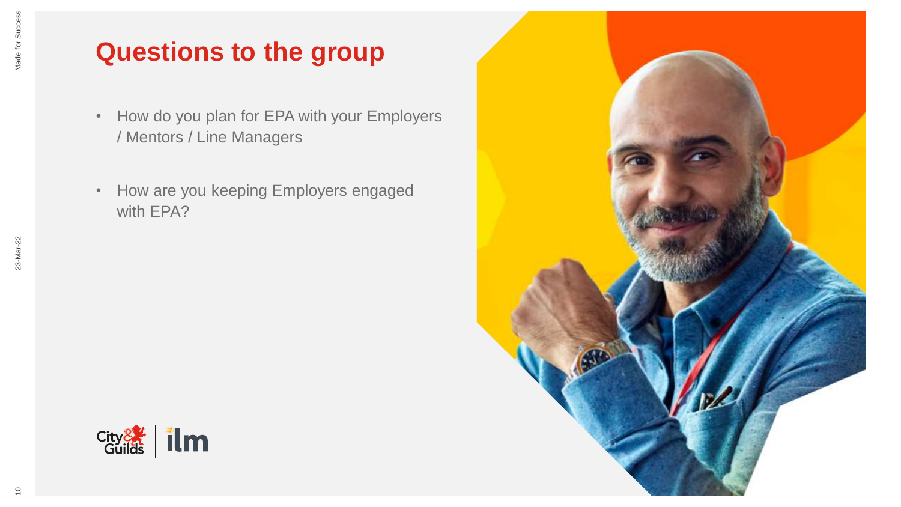# Questions to the group

- How do you plan for EPA with your Employers / Mentors / Line Managers
- How are you keeping Employers engaged with EPA?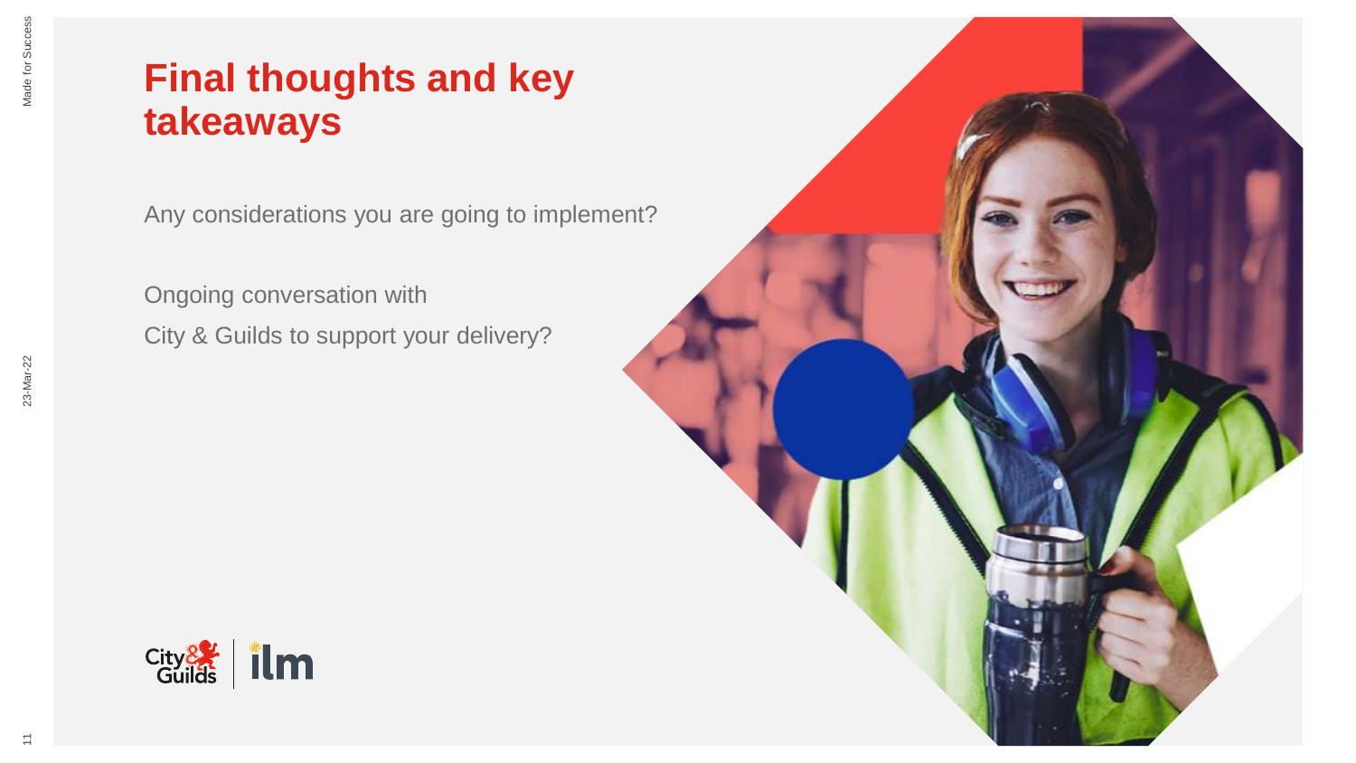# Final thoughts and key takeaways

Any considerations you are going to implement?

Ongoing conversation with
City & Guilds to support your delivery?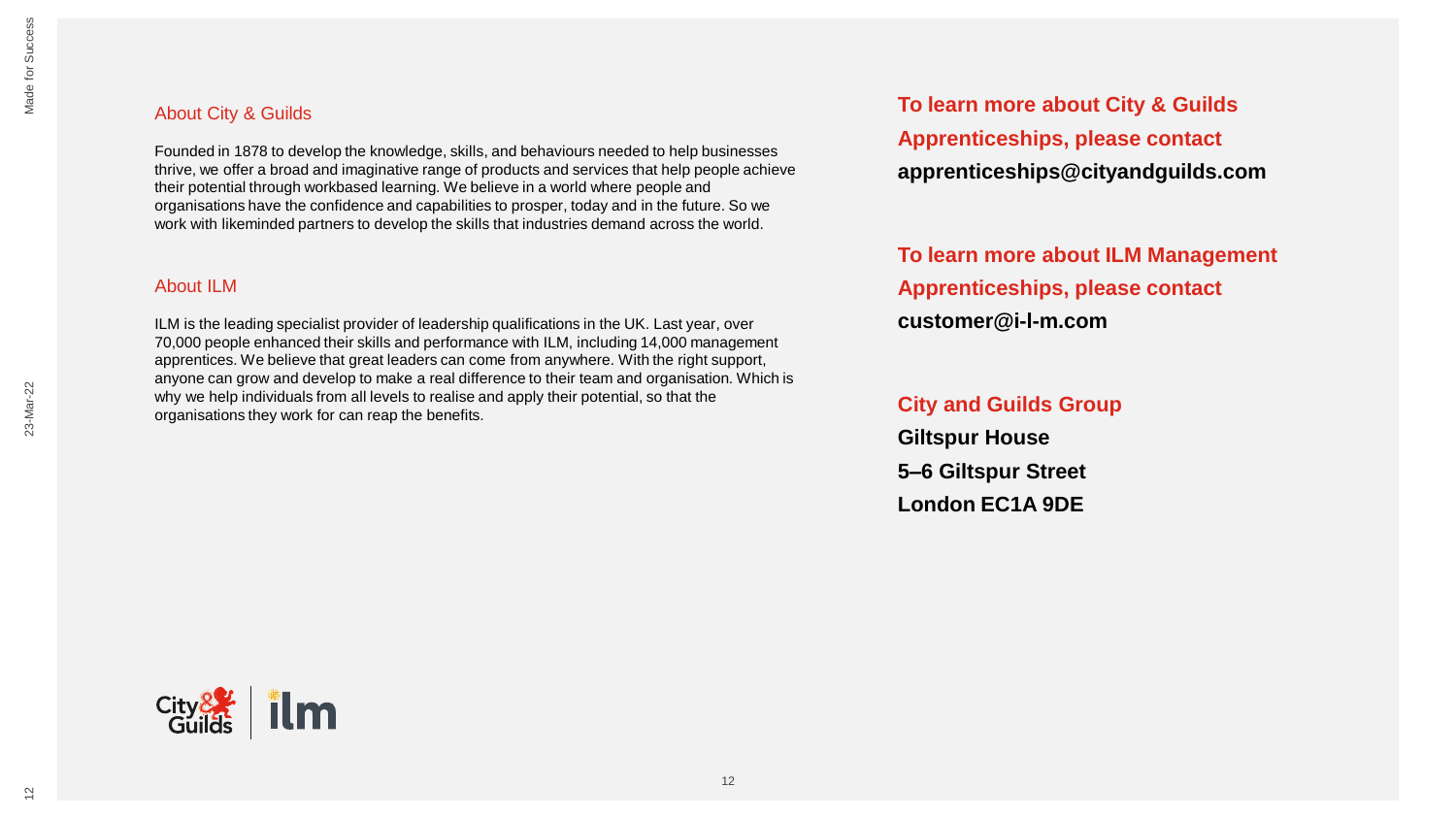## About City & Guilds

Founded in 1878 to develop the knowledge, skills, and behaviours needed to help businesses thrive, we offer a broad and imaginative range of products and services that help people achieve their potential through workbased learning. We believe in a world where people and organisations have the confidence and capabilities to prosper, today and in the future. So we work with likeminded partners to develop the skills that industries demand across the world.

## About ILM

ILM is the leading specialist provider of leadership qualifications in the UK. Last year, over 70,000 people enhanced their skills and performance with ILM, including 14,000 management apprentices. We believe that great leaders can come from anywhere. With the right support, anyone can grow and develop to make a real difference to their team and organisation. Which is why we help individuals from all levels to realise and apply their potential, so that the organisations they work for can reap the benefits.

**To learn more about City & Guilds Apprenticeships, please contact**
**apprenticeships@cityandguilds.com**

**To learn more about ILM Management Apprenticeships, please contact**
**customer@i-l-m.com**

**City and Guilds Group**
**Giltspur House**
**5–6 Giltspur Street**
**London EC1A 9DE**